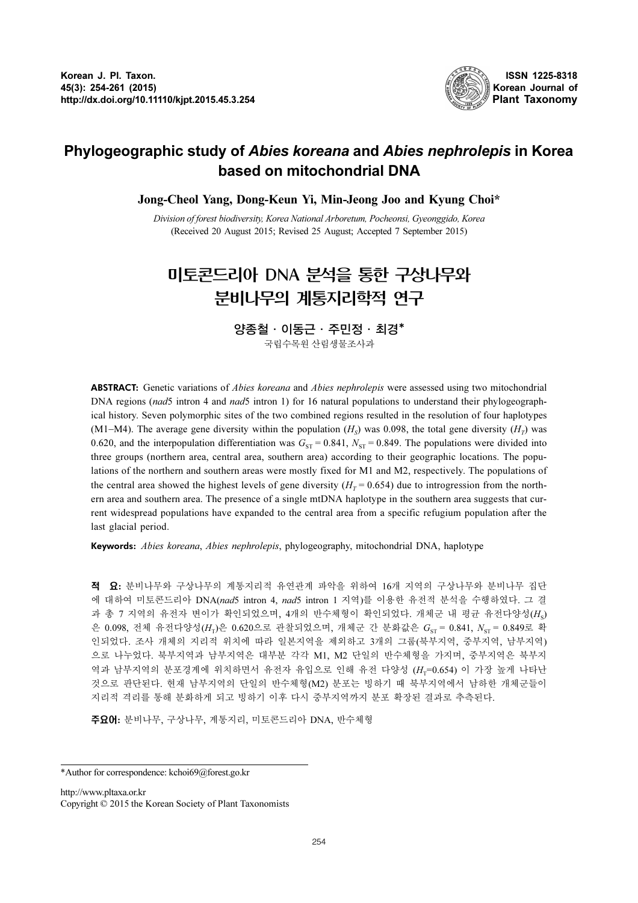# Phylogeographic study of *Abies koreana* and *Abies nephrolepis* in Korea based on mitochondrial DNA

**Jong-Cheol Yang, Dong-Keun Yi, Min-Jeong Joo and Kyung Choi***

*Division of forest biodiversity, Korea National Arboretum, Pocheonsi, Gyeonggido, Korea*
(Received 20 August 2015; Revised 25 August; Accepted 7 September 2015)

# 미토콘드리아 DNA 분석을 통한 구상나무와 분비나무의 계통지리학적 연구

**양종철 · 이동근 · 주민정 · 최경***

국립수목원 산림생물조사과

**ABSTRACT:** Genetic variations of *Abies koreana* and *Abies nephrolepis* were assessed using two mitochondrial DNA regions (*nad*5 intron 4 and *nad*5 intron 1) for 16 natural populations to understand their phylogeographical history. Seven polymorphic sites of the two combined regions resulted in the resolution of four haplotypes (M1−M4). The average gene diversity within the population ($H_S$) was 0.098, the total gene diversity ($H_T$) was 0.620, and the interpopulation differentiation was $G_{ST}$ = 0.841, $N_{ST}$ = 0.849. The populations were divided into three groups (northern area, central area, southern area) according to their geographic locations. The populations of the northern and southern areas were mostly fixed for M1 and M2, respectively. The populations of the central area showed the highest levels of gene diversity ($H_T$ = 0.654) due to introgression from the northern area and southern area. The presence of a single mtDNA haplotype in the southern area suggests that current widespread populations have expanded to the central area from a specific refugium population after the last glacial period.

**Keywords:** *Abies koreana*, *Abies nephrolepis*, phylogeography, mitochondrial DNA, haplotype

**적 요:** 분비나무와 구상나무의 계통지리적 유연관계 파악을 위하여 16개 지역의 구상나무와 분비나무 집단에 대하여 미토콘드리아 DNA(*nad*5 intron 4, *nad*5 intron 1 지역)를 이용한 유전적 분석을 수행하였다. 그 결과 총 7 지역의 유전자 변이가 확인되었으며, 4개의 반수체형이 확인되었다. 개체군 내 평균 유전다양성($H_S$)은 0.098, 전체 유전다양성($H_T$)은 0.620으로 관찰되었으며, 개체군 간 분화값은 $G_{ST}$ = 0.841, $N_{ST}$ = 0.849로 확인되었다. 조사 개체의 지리적 위치에 따라 일본지역을 제외하고 3개의 그룹(북부지역, 중부지역, 남부지역)으로 나누었다. 북부지역과 남부지역은 대부분 각각 M1, M2 단일의 반수체형을 가지며, 중부지역은 북부지역과 남부지역의 분포경계에 위치하면서 유전자 유입으로 인해 유전 다양성 ($H_T$=0.654) 이 가장 높게 나타난 것으로 판단된다. 현재 남부지역의 단일의 반수체형(M2) 분포는 빙하기 때 북부지역에서 남하한 개체군들이 지리적 격리를 통해 분화하게 되고 빙하기 이후 다시 중부지역까지 분포 확장된 결과로 추측된다.

**주요어:** 분비나무, 구상나무, 계통지리, 미토콘드리아 DNA, 반수체형

---

*Author for correspondence: kchoi69@forest.go.kr

http://www.pltaxa.or.kr
Copyright © 2015 the Korean Society of Plant Taxonomists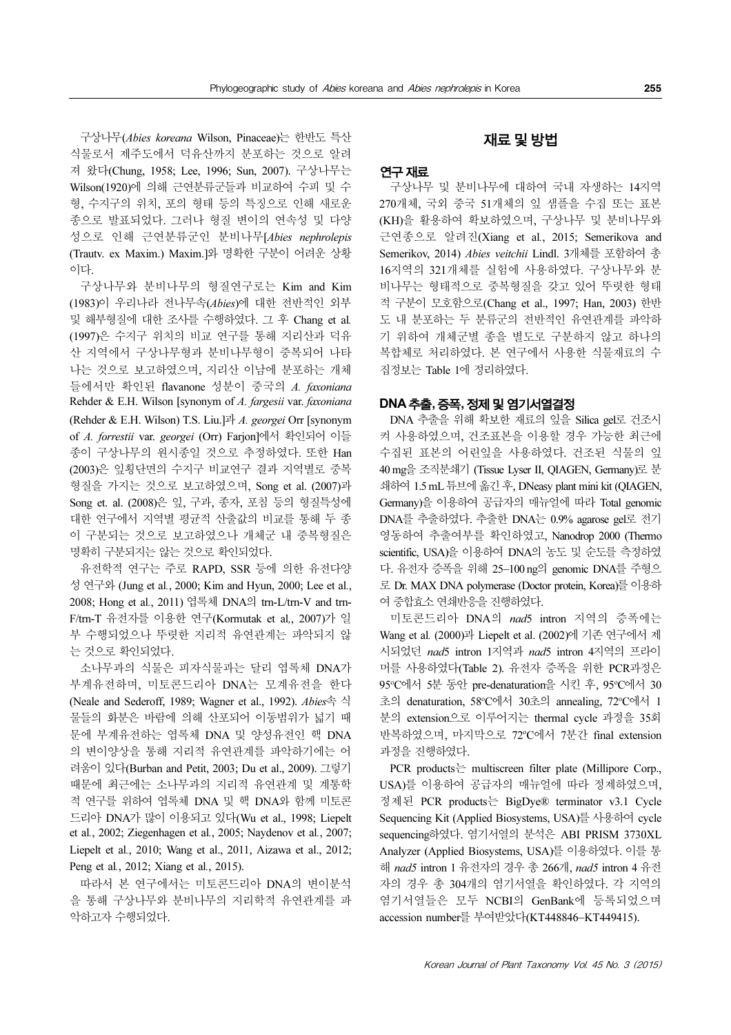구상나무(*Abies koreana* Wilson, Pinaceae)는 한반도 특산 식물로서 제주도에서 덕유산까지 분포하는 것으로 알려져 왔다(Chung, 1958; Lee, 1996; Sun, 2007). 구상나무는 Wilson(1920)에 의해 근연분류군들과 비교하여 수피 및 수형, 수지구의 위치, 포의 형태 등의 특징으로 인해 새로운 종으로 발표되었다. 그러나 형질 변이의 연속성 및 다양성으로 인해 근연분류군인 분비나무[*Abies nephrolepis* (Trautv. ex Maxim.) Maxim.]와 명확한 구분이 어려운 상황이다.

구상나무와 분비나무의 형질연구로는 Kim and Kim (1983)이 우리나라 전나무속(*Abies*)에 대한 전반적인 외부 및 해부형질에 대한 조사를 수행하였다. 그 후 Chang et al. (1997)은 수지구 위치의 비교 연구를 통해 지리산과 덕유산 지역에서 구상나무형과 분비나무형이 중복되어 나타나는 것으로 보고하였으며, 지리산 이남에 분포하는 개체들에서만 확인된 flavanone 성분이 중국의 *A. faxoniana* Rehder & E.H. Wilson [synonym of *A. fargesii* var. *faxoniana* (Rehder & E.H. Wilson) T.S. Liu.]과 *A. georgei* Orr [synonym of *A. forrestii* var. *georgei* (Orr) Farjon]에서 확인되어 이들 종이 구상나무의 원시종일 것으로 추정하였다. 또한 Han (2003)은 잎횡단면의 수지구 비교연구 결과 지역별로 중복 형질을 가지는 것으로 보고하였으며, Song et al. (2007)과 Song et. al. (2008)은 잎, 구과, 종자, 포칩 등의 형질특성에 대한 연구에서 지역별 평균적 산출값의 비교를 통해 두 종이 구분되는 것으로 보고하였으나 개체군 내 중복형질은 명확히 구분되지는 않는 것으로 확인되었다.

유전학적 연구는 주로 RAPD, SSR 등에 의한 유전다양성 연구와 (Jung et al., 2000; Kim and Hyun, 2000; Lee et al., 2008; Hong et al., 2011) 엽록체 DNA의 trn-L/trn-V and trn-F/trn-T 유전자를 이용한 연구(Kormutak et al., 2007)가 일부 수행되었으나 뚜렷한 지리적 유연관계는 파악되지 않는 것으로 확인되었다.

소나무과의 식물은 피자식물과는 달리 엽록체 DNA가 부계유전하며, 미토콘드리아 DNA는 모계유전을 한다 (Neale and Sederoff, 1989; Wagner et al., 1992). *Abies*속 식물들의 화분은 바람에 의해 산포되어 이동범위가 넓기 때문에 부계유전하는 엽록체 DNA 및 양성유전인 핵 DNA의 변이양상을 통해 지리적 유연관계를 파악하기에는 어려움이 있다(Burban and Petit, 2003; Du et al., 2009). 그렇기 때문에 최근에는 소나무과의 지리적 유연관계 및 계통학적 연구를 위하여 엽록체 DNA 및 핵 DNA와 함께 미토콘드리아 DNA가 많이 이용되고 있다(Wu et al., 1998; Liepelt et al., 2002; Ziegenhagen et al., 2005; Naydenov et al., 2007; Liepelt et al., 2010; Wang et al., 2011, Aizawa et al., 2012; Peng et al., 2012; Xiang et al., 2015).

따라서 본 연구에서는 미토콘드리아 DNA의 변이분석을 통해 구상나무와 분비나무의 지리학적 유연관계를 파악하고자 수행되었다.

## 재료 및 방법

### 연구 재료

구상나무 및 분비나무에 대하여 국내 자생하는 14지역 270개체, 국외 중국 51개체의 잎 샘플을 수집 또는 표본(KH)을 활용하여 확보하였으며, 구상나무 및 분비나무와 근연종으로 알려진(Xiang et al., 2015; Semerikova and Semerikov, 2014) *Abies veitchii* Lindl. 3개체를 포함하여 총 16지역의 321개체를 실험에 사용하였다. 구상나무와 분비나무는 형태적으로 중복형질을 갖고 있어 뚜렷한 형태적 구분이 모호함으로(Chang et al., 1997; Han, 2003) 한반도 내 분포하는 두 분류군의 전반적인 유연관계를 파악하기 위하여 개체군별 종을 별도로 구분하지 않고 하나의 복합체로 처리하였다. 본 연구에서 사용한 식물재료의 수집정보는 Table 1에 정리하였다.

### DNA 추출, 증폭, 정제 및 염기서열결정

DNA 추출을 위해 확보한 재료의 잎을 Silica gel로 건조시켜 사용하였으며, 건조표본을 이용할 경우 가능한 최근에 수집된 표본의 어린잎을 사용하였다. 건조된 식물의 잎 40 mg을 조직분쇄기 (Tissue Lyser II, QIAGEN, Germany)로 분쇄하여 1.5 mL 튜브에 옮긴 후, DNeasy plant mini kit (QIAGEN, Germany)을 이용하여 공급자의 매뉴얼에 따라 Total genomic DNA를 추출하였다. 추출한 DNA는 0.9% agarose gel로 전기영동하여 추출여부를 확인하였고, Nanodrop 2000 (Thermo scientific, USA)을 이용하여 DNA의 농도 및 순도를 측정하였다. 유전자 증폭을 위해 25–100 ng의 genomic DNA를 주형으로 Dr. MAX DNA polymerase (Doctor protein, Korea)를 이용하여 중합효소 연쇄반응을 진행하였다.

미토콘드리아 DNA의 *nad*5 intron 지역의 증폭에는 Wang et al. (2000)과 Liepelt et al. (2002)에 기존 연구에서 제시되었던 *nad*5 intron 1지역과 *nad*5 intron 4지역의 프라이머를 사용하였다(Table 2). 유전자 증폭을 위한 PCR과정은 95°C에서 5분 동안 pre-denaturation을 시킨 후, 95°C에서 30초의 denaturation, 58°C에서 30초의 annealing, 72°C에서 1분의 extension으로 이루어지는 thermal cycle 과정을 35회 반복하였으며, 마지막으로 72°C에서 7분간 final extension 과정을 진행하였다.

PCR products는 multiscreen filter plate (Millipore Corp., USA)를 이용하여 공급자의 매뉴얼에 따라 정제하였으며, 정제된 PCR products는 BigDye® terminator v3.1 Cycle Sequencing Kit (Applied Biosystems, USA)를 사용하여 cycle sequencing하였다. 염기서열의 분석은 ABI PRISM 3730XL Analyzer (Applied Biosystems, USA)를 이용하였다. 이를 통해 *nad5* intron 1 유전자의 경우 총 266개, *nad5* intron 4 유전자의 경우 총 304개의 염기서열을 확인하였다. 각 지역의 염기서열들은 모두 NCBI의 GenBank에 등록되었으며 accession number를 부여받았다(KT448846–KT449415).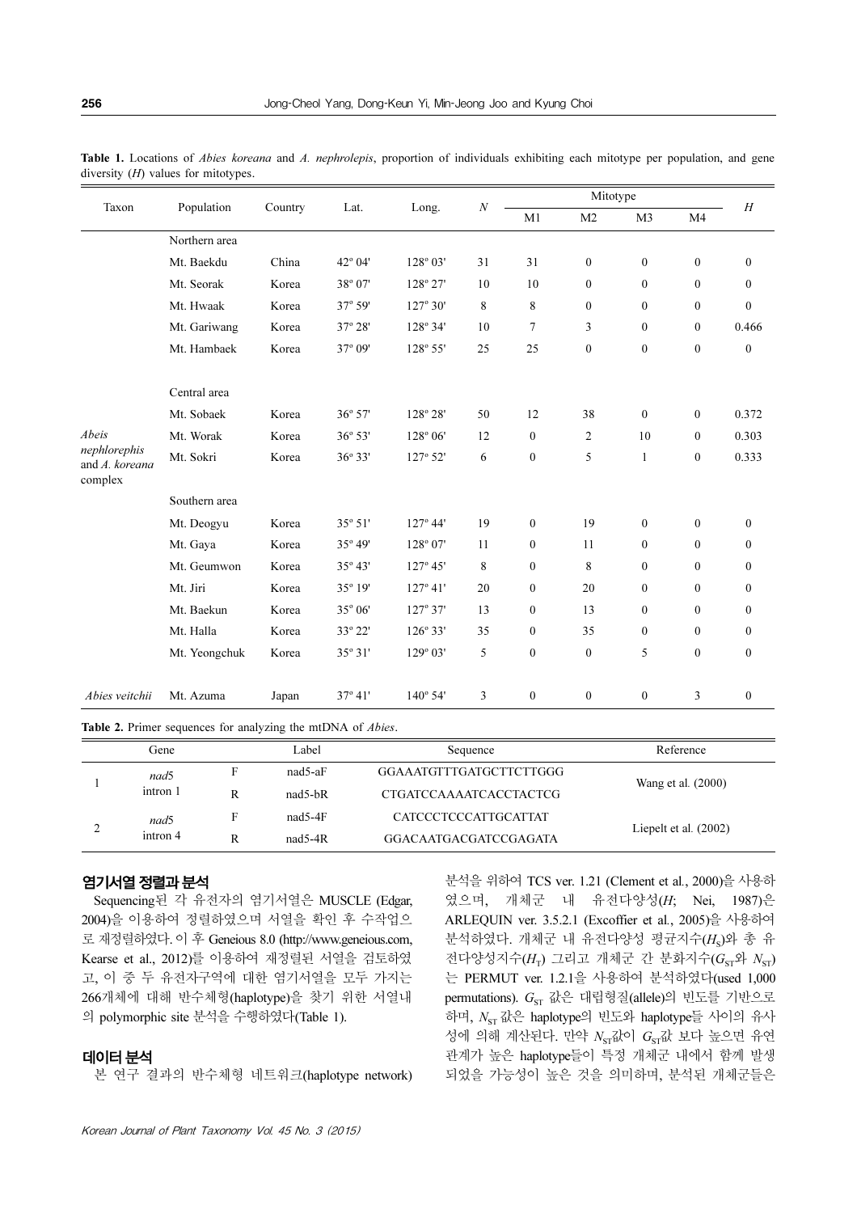**Table 1.** Locations of *Abies koreana* and *A. nephrolepis*, proportion of individuals exhibiting each mitotype per population, and gene diversity (*H*) values for mitotypes.

| Taxon | Population | Country | Lat. | Long. | *N* | Mitotype | | | | *H* |
|---|---|---|---|---|---|---|---|---|---|---|
| | | | | | | M1 | M2 | M3 | M4 | |
| *Abeis nephrolepis* and *A. koreana* complex | Northern area | | | | | | | | | |
| | Mt. Baekdu | China | 42° 04' | 128° 03' | 31 | 31 | 0 | 0 | 0 | 0 |
| | Mt. Seorak | Korea | 38° 07' | 128° 27' | 10 | 10 | 0 | 0 | 0 | 0 |
| | Mt. Hwaak | Korea | 37° 59' | 127° 30' | 8 | 8 | 0 | 0 | 0 | 0 |
| | Mt. Gariwang | Korea | 37° 28' | 128° 34' | 10 | 7 | 3 | 0 | 0 | 0.466 |
| | Mt. Hambaek | Korea | 37° 09' | 128° 55' | 25 | 25 | 0 | 0 | 0 | 0 |
| | Central area | | | | | | | | | |
| | Mt. Sobaek | Korea | 36° 57' | 128° 28' | 50 | 12 | 38 | 0 | 0 | 0.372 |
| | Mt. Worak | Korea | 36° 53' | 128° 06' | 12 | 0 | 2 | 10 | 0 | 0.303 |
| | Mt. Sokri | Korea | 36° 33' | 127° 52' | 6 | 0 | 5 | 1 | 0 | 0.333 |
| | Southern area | | | | | | | | | |
| | Mt. Deogyu | Korea | 35° 51' | 127° 44' | 19 | 0 | 19 | 0 | 0 | 0 |
| | Mt. Gaya | Korea | 35° 49' | 128° 07' | 11 | 0 | 11 | 0 | 0 | 0 |
| | Mt. Geumwon | Korea | 35° 43' | 127° 45' | 8 | 0 | 8 | 0 | 0 | 0 |
| | Mt. Jiri | Korea | 35° 19' | 127° 41' | 20 | 0 | 20 | 0 | 0 | 0 |
| | Mt. Baekun | Korea | 35° 06' | 127° 37' | 13 | 0 | 13 | 0 | 0 | 0 |
| | Mt. Halla | Korea | 33° 22' | 126° 33' | 35 | 0 | 35 | 0 | 0 | 0 |
| | Mt. Yeongchuk | Korea | 35° 31' | 129° 03' | 5 | 0 | 0 | 5 | 0 | 0 |
| *Abies veitchii* | Mt. Azuma | Japan | 37° 41' | 140° 54' | 3 | 0 | 0 | 0 | 3 | 0 |

**Table 2.** Primer sequences for analyzing the mtDNA of *Abies*.

| | Gene | | Label | Sequence | Reference |
|---|---|---|---|---|---|
| 1 | *nad*5 intron 1 | F | nad5-aF | GGAAATGTTTGATGCTTCTTGGG | Wang et al. (2000) |
| | | R | nad5-bR | CTGATCCAAAATCACCTACTCG | |
| 2 | *nad*5 intron 4 | F | nad5-4F | CATCCCTCCCATTGCATTAT | Liepelt et al. (2002) |
| | | R | nad5-4R | GGACAATGACGATCCGAGATA | |

## 염기서열 정렬과 분석

Sequencing된 각 유전자의 염기서열은 MUSCLE (Edgar, 2004)을 이용하여 정렬하였으며 서열을 확인 후 수작업으로 재정렬하였다. 이 후 Geneious 8.0 (http://www.geneious.com, Kearse et al., 2012)를 이용하여 재정렬된 서열을 검토하였고, 이 중 두 유전자구역에 대한 염기서열을 모두 가지는 266개체에 대해 반수체형(haplotype)을 찾기 위한 서열내의 polymorphic site 분석을 수행하였다(Table 1).

## 데이터 분석

본 연구 결과의 반수체형 네트워크(haplotype network) 분석을 위하여 TCS ver. 1.21 (Clement et al., 2000)을 사용하였으며, 개체군 내 유전다양성($H$; Nei, 1987)은 ARLEQUIN ver. 3.5.2.1 (Excoffier et al., 2005)을 사용하여 분석하였다. 개체군 내 유전다양성 평균지수($H_S$)와 총 유전다양성지수($H_T$) 그리고 개체군 간 분화지수($G_{ST}$와 $N_{ST}$)는 PERMUT ver. 1.2.1을 사용하여 분석하였다(used 1,000 permutations). $G_{ST}$ 값은 대립형질(allele)의 빈도를 기반으로 하며, $N_{ST}$ 값은 haplotype의 빈도와 haplotype들 사이의 유사성에 의해 계산된다. 만약 $N_{ST}$값이 $G_{ST}$값 보다 높으면 유연관계가 높은 haplotype들이 특정 개체군 내에서 함께 발생되었을 가능성이 높은 것을 의미하며, 분석된 개체군들은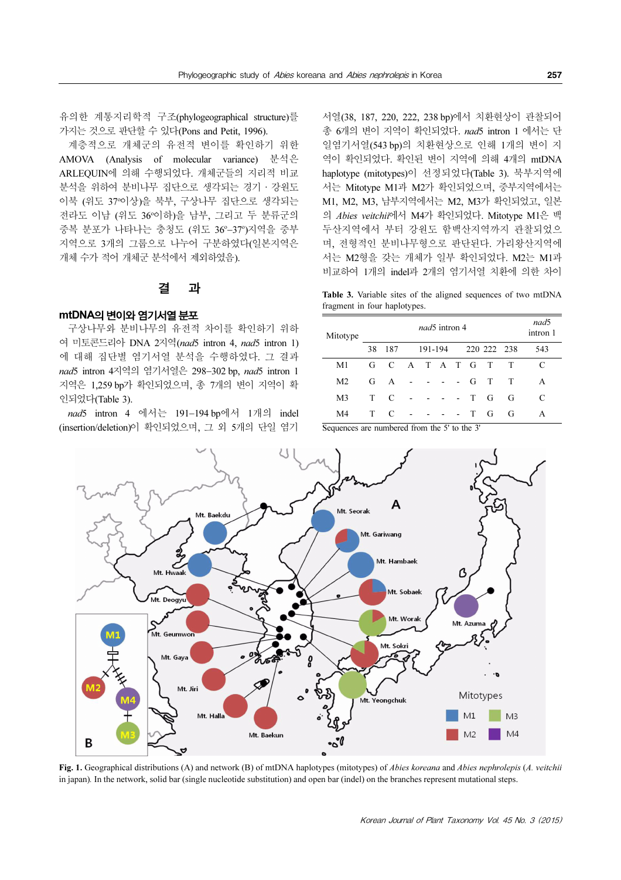유의한 계통지리학적 구조(phylogeographical structure)를 가지는 것으로 판단할 수 있다(Pons and Petit, 1996).

계층적으로 개체군의 유전적 변이를 확인하기 위한 AMOVA (Analysis of molecular variance) 분석은 ARLEQUIN에 의해 수행되었다. 개체군들의 지리적 비교 분석을 위하여 분비나무 집단으로 생각되는 경기 · 강원도 이북 (위도 37°이상)을 북부, 구상나무 집단으로 생각되는 전라도 이남 (위도 36°이하)을 남부, 그리고 두 분류군의 중복 분포가 나타나는 충청도 (위도 36°–37°)지역을 중부 지역으로 3개의 그룹으로 나누어 구분하였다(일본지역은 개체 수가 적어 개체군 분석에서 제외하였음).

## 결 과

### mtDNA의 변이와 염기서열 분포

구상나무와 분비나무의 유전적 차이를 확인하기 위하여 미토콘드리아 DNA 2지역(*nad*5 intron 4, *nad*5 intron 1)에 대해 집단별 염기서열 분석을 수행하였다. 그 결과 *nad*5 intron 4지역의 염기서열은 298–302 bp, *nad*5 intron 1 지역은 1,259 bp가 확인되었으며, 총 7개의 변이 지역이 확인되었다(Table 3).

*nad*5 intron 4 에서는 191–194 bp에서 1개의 indel (insertion/deletion)이 확인되었으며, 그 외 5개의 단일 염기서열(38, 187, 220, 222, 238 bp)에서 치환현상이 관찰되어 총 6개의 변이 지역이 확인되었다. *nad*5 intron 1 에서는 단일염기서열(543 bp)의 치환현상으로 인해 1개의 변이 지역이 확인되었다. 확인된 변이 지역에 의해 4개의 mtDNA haplotype (mitotypes)이 선정되었다(Table 3). 북부지역에서는 Mitotype M1과 M2가 확인되었으며, 중부지역에서는 M1, M2, M3, 남부지역에서는 M2, M3가 확인되었고, 일본의 *Abies veitchii*에서 M4가 확인되었다. Mitotype M1은 백두산지역에서 부터 강원도 함백산지역까지 관찰되었으며, 전형적인 분비나무형으로 판단된다. 가리왕산지역에서는 M2형을 갖는 개체가 일부 확인되었다. M2는 M1과 비교하여 1개의 indel과 2개의 염기서열 치환에 의한 차이

**Table 3.** Variable sites of the aligned sequences of two mtDNA fragment in four haplotypes.

| Mitotype | *nad*5 intron 4 | | | | | | | | | | *nad*5 intron 1 |
|---|---|---|---|---|---|---|---|---|---|---|---|
| | 38 | 187 | 191-194 | | | | 220 | 222 | 238 | | 543 |
| M1 | G | C | A | T | A | T | G | T | T | | C |
| M2 | G | A | - | - | - | - | G | T | T | | A |
| M3 | T | C | - | - | - | - | T | G | G | | C |
| M4 | T | C | - | - | - | - | T | G | G | | A |

Sequences are numbered from the 5' to the 3'

**Fig. 1.** Geographical distributions (A) and network (B) of mtDNA haplotypes (mitotypes) of *Abies koreana* and *Abies nephrolepis* (*A. veitchii* in japan). In the network, solid bar (single nucleotide substitution) and open bar (indel) on the branches represent mutational steps.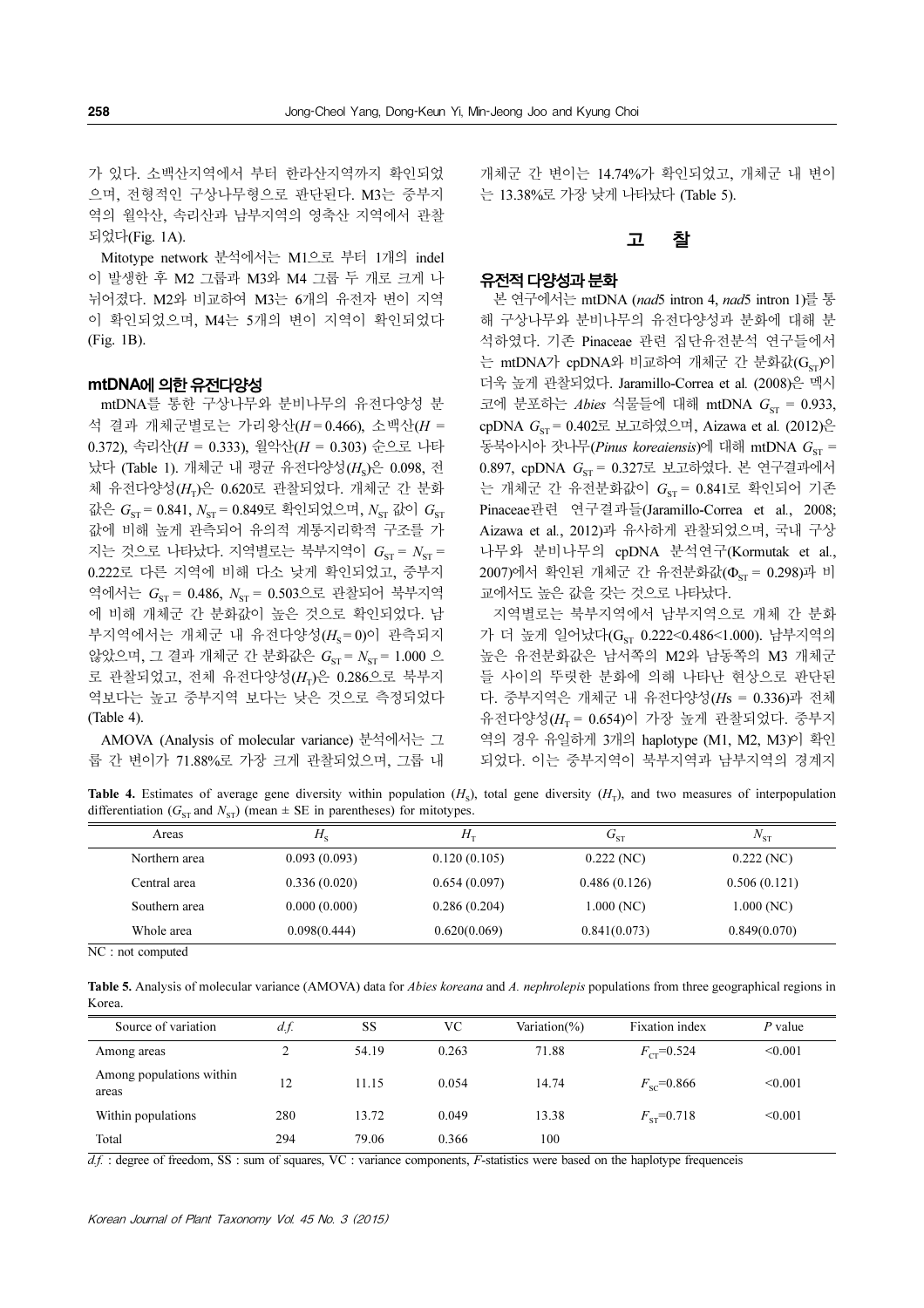가 있다. 소백산지역에서 부터 한라산지역까지 확인되었으며, 전형적인 구상나무형으로 판단된다. M3는 중부지역의 월악산, 속리산과 남부지역의 영축산 지역에서 관찰되었다(Fig. 1A).

Mitotype network 분석에서는 M1으로 부터 1개의 indel이 발생한 후 M2 그룹과 M3와 M4 그룹 두 개로 크게 나뉘어졌다. M2와 비교하여 M3는 6개의 유전자 변이 지역이 확인되었으며, M4는 5개의 변이 지역이 확인되었다 (Fig. 1B).

### mtDNA에 의한 유전다양성

mtDNA를 통한 구상나무와 분비나무의 유전다양성 분석 결과 개체군별로는 가리왕산($H$ = 0.466), 소백산($H$ = 0.372), 속리산($H$ = 0.333), 월악산($H$ = 0.303) 순으로 나타났다 (Table 1). 개체군 내 평균 유전다양성($H_S$)은 0.098, 전체 유전다양성($H_T$)은 0.620로 관찰되었다. 개체군 간 분화값은 $G_{ST}$ = 0.841, $N_{ST}$ = 0.849로 확인되었으며, $N_{ST}$ 값이 $G_{ST}$ 값에 비해 높게 관측되어 유의적 계통지리학적 구조를 가지는 것으로 나타났다. 지역별로는 북부지역이 $G_{ST}$ = $N_{ST}$ = 0.222로 다른 지역에 비해 다소 낮게 확인되었고, 중부지역에서는 $G_{ST}$ = 0.486, $N_{ST}$ = 0.503으로 관찰되어 북부지역에 비해 개체군 간 분화값이 높은 것으로 확인되었다. 남부지역에서는 개체군 내 유전다양성($H_S$ = 0)이 관측되지 않았으며, 그 결과 개체군 간 분화값은 $G_{ST}$ = $N_{ST}$ = 1.000 으로 관찰되었고, 전체 유전다양성($H_T$)은 0.286으로 북부지역보다는 높고 중부지역 보다는 낮은 것으로 측정되었다 (Table 4).

AMOVA (Analysis of molecular variance) 분석에서는 그룹 간 변이가 71.88%로 가장 크게 관찰되었으며, 그룹 내 개체군 간 변이는 14.74%가 확인되었고, 개체군 내 변이는 13.38%로 가장 낮게 나타났다 (Table 5).

## 고 찰

### 유전적 다양성과 분화

본 연구에서는 mtDNA (*nad*5 intron 4, *nad*5 intron 1)를 통해 구상나무와 분비나무의 유전다양성과 분화에 대해 분석하였다. 기존 Pinaceae 관련 집단유전분석 연구들에서는 mtDNA가 cpDNA와 비교하여 개체군 간 분화값($G_{ST}$)이 더욱 높게 관찰되었다. Jaramillo-Correa et al. (2008)은 멕시코에 분포하는 *Abies* 식물들에 대해 mtDNA $G_{ST}$ = 0.933, cpDNA $G_{ST}$ = 0.402로 보고하였으며, Aizawa et al. (2012)은 동북아시아 잣나무(*Pinus koreaiensis*)에 대해 mtDNA $G_{ST}$ = 0.897, cpDNA $G_{ST}$ = 0.327로 보고하였다. 본 연구결과에서는 개체군 간 유전분화값이 $G_{ST}$ = 0.841로 확인되어 기존 Pinaceae관련 연구결과들(Jaramillo-Correa et al., 2008; Aizawa et al., 2012)과 유사하게 관찰되었으며, 국내 구상나무와 분비나무의 cpDNA 분석연구(Kormutak et al., 2007)에서 확인된 개체군 간 유전분화값($\Phi_{ST}$ = 0.298)과 비교에서도 높은 값을 갖는 것으로 나타났다.

지역별로는 북부지역에서 남부지역으로 개체 간 분화가 더 높게 일어났다($G_{ST}$ 0.222<0.486<1.000). 남부지역의 높은 유전분화값은 남서쪽의 M2와 남동쪽의 M3 개체군들 사이의 뚜렷한 분화에 의해 나타난 현상으로 판단된다. 중부지역은 개체군 내 유전다양성($Hs$ = 0.336)과 전체 유전다양성($H_T$ = 0.654)이 가장 높게 관찰되었다. 중부지역의 경우 유일하게 3개의 haplotype (M1, M2, M3)이 확인되었다. 이는 중부지역이 북부지역과 남부지역의 경계지

**Table 4.** Estimates of average gene diversity within population ($H_S$), total gene diversity ($H_T$), and two measures of interpopulation differentiation ($G_{ST}$ and $N_{ST}$) (mean ± SE in parentheses) for mitotypes.

| Areas | $H_S$ | $H_T$ | $G_{ST}$ | $N_{ST}$ |
|---|---|---|---|---|
| Northern area | 0.093 (0.093) | 0.120 (0.105) | 0.222 (NC) | 0.222 (NC) |
| Central area | 0.336 (0.020) | 0.654 (0.097) | 0.486 (0.126) | 0.506 (0.121) |
| Southern area | 0.000 (0.000) | 0.286 (0.204) | 1.000 (NC) | 1.000 (NC) |
| Whole area | 0.098(0.444) | 0.620(0.069) | 0.841(0.073) | 0.849(0.070) |

NC : not computed

**Table 5.** Analysis of molecular variance (AMOVA) data for *Abies koreana* and *A. nephrolepis* populations from three geographical regions in Korea.

| Source of variation | *d.f.* | SS | VC | Variation(%) | Fixation index | $P$ value |
|---|---|---|---|---|---|---|
| Among areas | 2 | 54.19 | 0.263 | 71.88 | $F_{CT}$=0.524 | <0.001 |
| Among populations within areas | 12 | 11.15 | 0.054 | 14.74 | $F_{SC}$=0.866 | <0.001 |
| Within populations | 280 | 13.72 | 0.049 | 13.38 | $F_{ST}$=0.718 | <0.001 |
| Total | 294 | 79.06 | 0.366 | 100 | | |

*d.f.* : degree of freedom, SS : sum of squares, VC : variance components, *F*-statistics were based on the haplotype frequenceis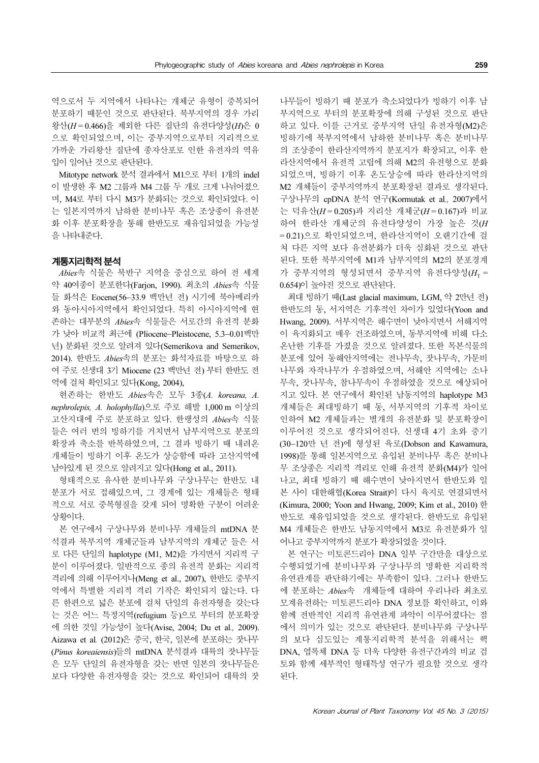역으로서 두 지역에서 나타나는 개체군 유형이 중복되어 분포하기 때문인 것으로 판단된다. 북부지역의 경우 가리왕산($H = 0.466$)을 제외한 다른 집단의 유전다양성($H$)은 0으로 확인되었으며, 이는 중부지역으로부터 지리적으로 가까운 가리왕산 집단에 종자산포로 인한 유전자의 역유입이 일어난 것으로 판단된다.

Mitotype network 분석 결과에서 M1으로 부터 1개의 indel이 발생한 후 M2 그룹과 M4 그룹 두 개로 크게 나뉘어졌으며, M4로 부터 다시 M3가 분화되는 것으로 확인되었다. 이는 일본지역까지 남하한 분비나무 혹은 조상종이 유전분화 이후 분포확장을 통해 한반도로 재유입되었을 가능성을 나타내준다.

## 계통지리학적 분석

*Abies*속 식물은 북반구 지역을 중심으로 하여 전 세계 약 40여종이 분포한다(Farjon, 1990). 최초의 *Abies*속 식물들 화석은 Eocene(56–33.9 백만년 전) 시기에 북아메리카와 동아시아지역에서 확인되었다. 특히 아시아지역에 현존하는 대부분의 *Abies*속 식물들은 서로간의 유전적 분화가 낮아 비교적 최근에 (Pliocene–Pleistocene, 5.3–0.01백만년) 분화된 것으로 알려져 있다(Semerikova and Semerikov, 2014). 한반도 *Abies*속의 분포는 화석자료를 바탕으로 하여 주로 신생대 3기 Miocene (23 백만년 전) 부터 한반도 전역에 걸쳐 확인되고 있다(Kong, 2004),

현존하는 한반도 *Abies*속은 모두 3종(*A. koreana, A. nephrolepis, A. holophylla*)으로 주로 해발 1,000 m 이상의 고산지대에 주로 분포하고 있다. 한랭성의 *Abies*속 식물들은 여러 번의 빙하기를 거치면서 남부지역으로 분포의 확장과 축소를 반복하였으며, 그 결과 빙하기 때 내려온 개체들이 빙하기 이후 온도가 상승함에 따라 고산지역에 남아있게 된 것으로 알려지고 있다(Hong et al., 2011).

형태적으로 유사한 분비나무와 구상나무는 한반도 내 분포가 서로 접해있으며, 그 경계에 있는 개체들은 형태적으로 서로 중복형질을 갖게 되어 명확한 구분이 어려운 상황이다.

본 연구에서 구상나무와 분비나무 개체들의 mtDNA 분석결과 북부지역 개체군들과 남부지역의 개체군 들은 서로 다른 단일의 haplotype (M1, M2)을 가지면서 지리적 구분이 이루어졌다. 일반적으로 종의 유전적 분화는 지리적 격리에 의해 이루어지나(Meng et al., 2007), 한반도 중부지역에서 특별한 지리적 격리 기작은 확인되지 않는다. 다른 한편으로 넓은 분포에 걸쳐 단일의 유전자형을 갖는다는 것은 어느 특정지역(refugium 등)으로 부터의 분포확장에 의한 것일 가능성이 높다(Avise, 2004; Du et al., 2009). Aizawa et al. (2012)은 중국, 한국, 일본에 분포하는 잣나무(*Pinus koreaiensis*)들의 mtDNA 분석결과 대륙의 잣나무들은 모두 단일의 유전자형을 갖는 반면 일본의 잣나무들은 보다 다양한 유전자형을 갖는 것으로 확인되어 대륙의 잣나무들이 빙하기 때 분포가 축소되었다가 빙하기 이후 남부지역으로 부터의 분포확장에 의해 구성된 것으로 판단하고 있다. 이를 근거로 중부지역 단일 유전자형(M2)은 빙하기에 북부지역에서 남하한 분비나무 혹은 분비나무의 조상종이 한라산지역까지 분포지가 확장되고, 이후 한라산지역에서 유전적 고립에 의해 M2의 유전형으로 분화되었으며, 빙하기 이후 온도상승에 따라 한라산지역의 M2 개체들이 중부지역까지 분포확장된 결과로 생각된다. 구상나무의 cpDNA 분석 연구(Kormutak et al., 2007)에서는 덕유산($H = 0.205$)과 지리산 개체군($H = 0.167$)과 비교하여 한라산 개체군의 유전다양성이 가장 높은 것($H = 0.21$)으로 확인되었으며, 한라산지역이 오랜기간에 걸쳐 다른 지역 보다 유전분화가 더욱 심화된 것으로 판단된다. 또한 북부지역에 M1과 남부지역의 M2의 분포경계가 중부지역의 형성되면서 중부지역 유전다양성($H_T = 0.654$)이 높아진 것으로 판단된다.

최대 빙하기 때(Last glacial maximum, LGM, 약 2만년 전) 한반도의 동, 서지역은 기후적인 차이가 있었다(Yoon and Hwang, 2009). 서부지역은 해수면이 낮아지면서 서해지역이 육지화되고 매우 건조하였으며, 동부지역에 비해 다소 온난한 기후를 가졌을 것으로 알려졌다. 또한 목본식물의 분포에 있어 동해안지역에는 전나무속, 잣나무속, 가문비나무와 자작나무가 우점하였으며, 서해안 지역에는 소나무속, 잣나무속, 참나무속이 우점하였을 것으로 예상되어지고 있다. 본 연구에서 확인된 남동지역의 haplotype M3 개체들은 최대빙하기 때 동, 서부지역의 기후적 차이로 인하여 M2 개체들과는 별개의 유전분화 및 분포확장이 이루어진 것으로 생각되어진다. 신생대 4기 초와 중기(30–120만 년 전)에 형성된 육로(Dobson and Kawamura, 1998)를 통해 일본지역으로 유입된 분비나무 혹은 분비나무 조상종은 지리적 격리로 인해 유전적 분화(M4)가 일어나고, 최대 빙하기 때 해수면이 낮아지면서 한반도와 일본 사이 대한해협(Korea Strait)이 다시 육지로 연결되면서(Kimura, 2000; Yoon and Hwang, 2009; Kim et al., 2010) 한반도로 재유입되었을 것으로 생각된다. 한반도로 유입된 M4 개체들은 한반도 남동지역에서 M3로 유전분화가 일어나고 중부지역까지 분포가 확장되었을 것이다.

본 연구는 미토콘드리아 DNA 일부 구간만을 대상으로 수행되었기에 분비나무와 구상나무의 명확한 지리학적 유연관계를 판단하기에는 부족함이 있다. 그러나 한반도에 분포하는 *Abies*속 개체들에 대하여 우리나라 최초로 모계유전하는 미토콘드리아 DNA 정보를 확인하고, 이와 함께 전반적인 지리적 유연관계 파악이 이루어졌다는 점에서 의미가 있는 것으로 판단된다. 분비나무와 구상나무의 보다 심도있는 계통지리학적 분석을 위해서는 핵 DNA, 엽록체 DNA 등 더욱 다양한 유전구간과의 비교 검토와 함께 세부적인 형태특성 연구가 필요할 것으로 생각된다.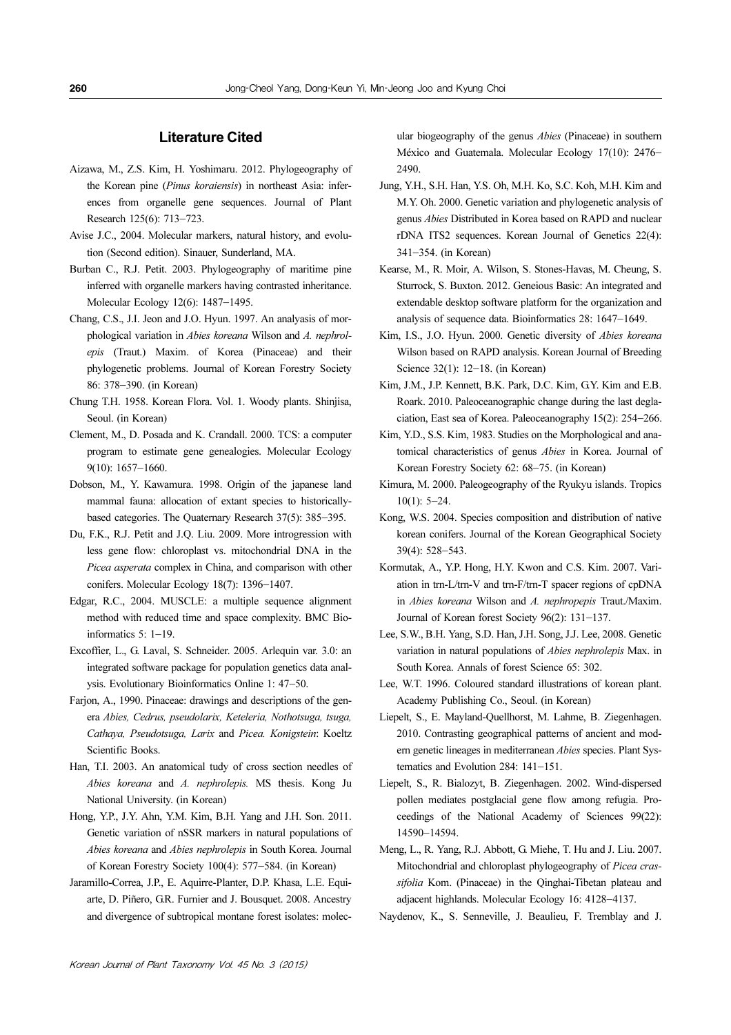## Literature Cited

Aizawa, M., Z.S. Kim, H. Yoshimaru. 2012. Phylogeography of the Korean pine (*Pinus koraiensis*) in northeast Asia: inferences from organelle gene sequences. Journal of Plant Research 125(6): 713−723.

Avise J.C., 2004. Molecular markers, natural history, and evolution (Second edition). Sinauer, Sunderland, MA.

Burban C., R.J. Petit. 2003. Phylogeography of maritime pine inferred with organelle markers having contrasted inheritance. Molecular Ecology 12(6): 1487−1495.

Chang, C.S., J.I. Jeon and J.O. Hyun. 1997. An analysis of morphological variation in *Abies koreana* Wilson and *A. nephrolepis* (Traut.) Maxim. of Korea (Pinaceae) and their phylogenetic problems. Journal of Korean Forestry Society 86: 378−390. (in Korean)

Chung T.H. 1958. Korean Flora. Vol. 1. Woody plants. Shinjisa, Seoul. (in Korean)

Clement, M., D. Posada and K. Crandall. 2000. TCS: a computer program to estimate gene genealogies. Molecular Ecology 9(10): 1657−1660.

Dobson, M., Y. Kawamura. 1998. Origin of the japanese land mammal fauna: allocation of extant species to historically-based categories. The Quaternary Research 37(5): 385−395.

Du, F.K., R.J. Petit and J.Q. Liu. 2009. More introgression with less gene flow: chloroplast vs. mitochondrial DNA in the *Picea asperata* complex in China, and comparison with other conifers. Molecular Ecology 18(7): 1396−1407.

Edgar, R.C., 2004. MUSCLE: a multiple sequence alignment method with reduced time and space complexity. BMC Bioinformatics 5: 1−19.

Excoffier, L., G. Laval, S. Schneider. 2005. Arlequin var. 3.0: an integrated software package for population genetics data analysis. Evolutionary Bioinformatics Online 1: 47−50.

Farjon, A., 1990. Pinaceae: drawings and descriptions of the genera *Abies, Cedrus, pseudolarix, Keteleria, Nothotsuga, tsuga, Cathaya, Pseudotsuga, Larix* and *Picea. Konigstein*: Koeltz Scientific Books.

Han, T.I. 2003. An anatomical tudy of cross section needles of *Abies koreana* and *A. nephrolepis.* MS thesis. Kong Ju National University. (in Korean)

Hong, Y.P., J.Y. Ahn, Y.M. Kim, B.H. Yang and J.H. Son. 2011. Genetic variation of nSSR markers in natural populations of *Abies koreana* and *Abies nephrolepis* in South Korea. Journal of Korean Forestry Society 100(4): 577−584. (in Korean)

Jaramillo-Correa, J.P., E. Aquirre-Planter, D.P. Khasa, L.E. Equiarte, D. Piñero, G.R. Furnier and J. Bousquet. 2008. Ancestry and divergence of subtropical montane forest isolates: molecular biogeography of the genus *Abies* (Pinaceae) in southern México and Guatemala. Molecular Ecology 17(10): 2476−2490.

Jung, Y.H., S.H. Han, Y.S. Oh, M.H. Ko, S.C. Koh, M.H. Kim and M.Y. Oh. 2000. Genetic variation and phylogenetic analysis of genus *Abies* Distributed in Korea based on RAPD and nuclear rDNA ITS2 sequences. Korean Journal of Genetics 22(4): 341−354. (in Korean)

Kearse, M., R. Moir, A. Wilson, S. Stones-Havas, M. Cheung, S. Sturrock, S. Buxton. 2012. Geneious Basic: An integrated and extendable desktop software platform for the organization and analysis of sequence data. Bioinformatics 28: 1647−1649.

Kim, I.S., J.O. Hyun. 2000. Genetic diversity of *Abies koreana* Wilson based on RAPD analysis. Korean Journal of Breeding Science 32(1): 12−18. (in Korean)

Kim, J.M., J.P. Kennett, B.K. Park, D.C. Kim, G.Y. Kim and E.B. Roark. 2010. Paleoceanographic change during the last deglaciation, East sea of Korea. Paleoceanography 15(2): 254−266.

Kim, Y.D., S.S. Kim, 1983. Studies on the Morphological and anatomical characteristics of genus *Abies* in Korea. Journal of Korean Forestry Society 62: 68−75. (in Korean)

Kimura, M. 2000. Paleogeography of the Ryukyu islands. Tropics 10(1): 5−24.

Kong, W.S. 2004. Species composition and distribution of native korean conifers. Journal of the Korean Geographical Society 39(4): 528−543.

Kormutak, A., Y.P. Hong, H.Y. Kwon and C.S. Kim. 2007. Variation in trn-L/trn-V and trn-F/trn-T spacer regions of cpDNA in *Abies koreana* Wilson and *A. nephropepis* Traut./Maxim. Journal of Korean forest Society 96(2): 131−137.

Lee, S.W., B.H. Yang, S.D. Han, J.H. Song, J.J. Lee, 2008. Genetic variation in natural populations of *Abies nephrolepis* Max. in South Korea. Annals of forest Science 65: 302.

Lee, W.T. 1996. Coloured standard illustrations of korean plant. Academy Publishing Co., Seoul. (in Korean)

Liepelt, S., E. Mayland-Quellhorst, M. Lahme, B. Ziegenhagen. 2010. Contrasting geographical patterns of ancient and modern genetic lineages in mediterranean *Abies* species. Plant Systematics and Evolution 284: 141−151.

Liepelt, S., R. Bialozyt, B. Ziegenhagen. 2002. Wind-dispersed pollen mediates postglacial gene flow among refugia. Proceedings of the National Academy of Sciences 99(22): 14590−14594.

Meng, L., R. Yang, R.J. Abbott, G. Miehe, T. Hu and J. Liu. 2007. Mitochondrial and chloroplast phylogeography of *Picea crassifolia* Kom. (Pinaceae) in the Qinghai-Tibetan plateau and adjacent highlands. Molecular Ecology 16: 4128−4137.

Naydenov, K., S. Senneville, J. Beaulieu, F. Tremblay and J.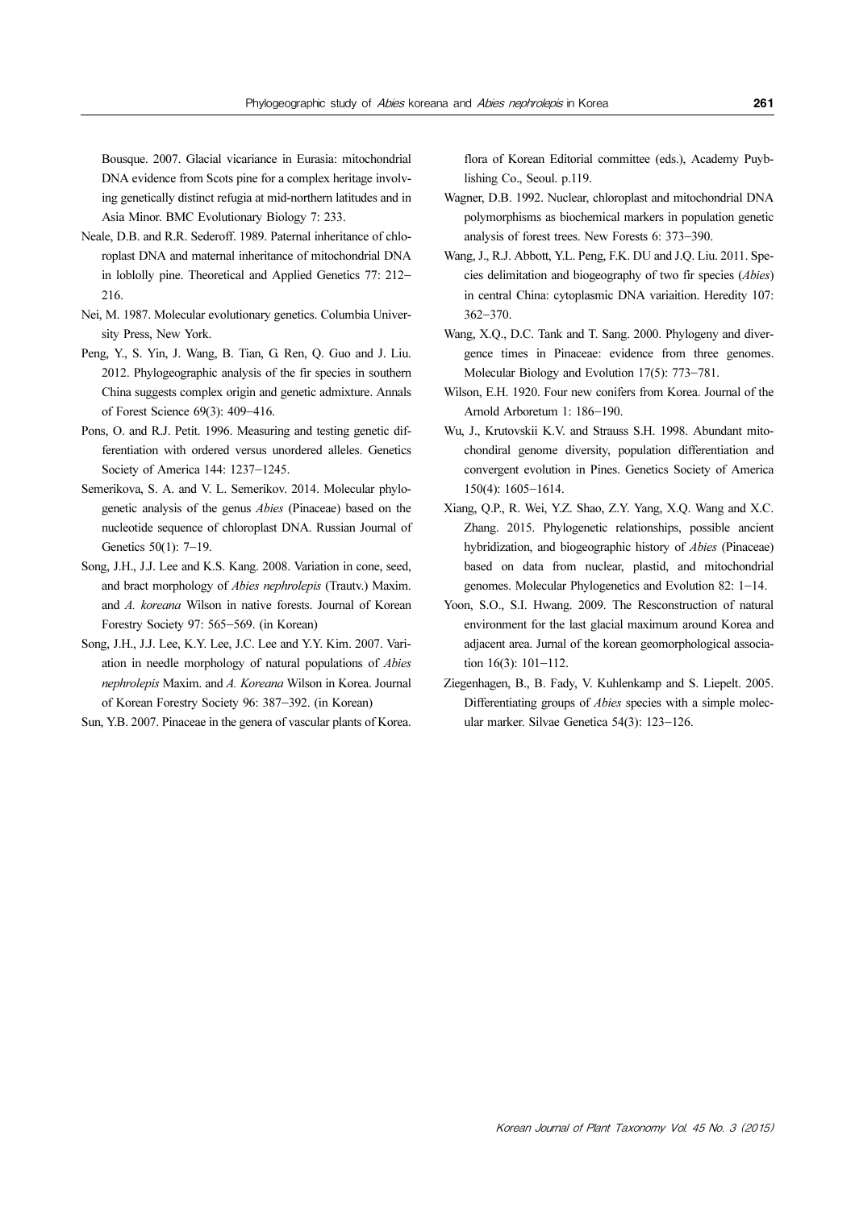Bousque. 2007. Glacial vicariance in Eurasia: mitochondrial DNA evidence from Scots pine for a complex heritage involving genetically distinct refugia at mid-northern latitudes and in Asia Minor. BMC Evolutionary Biology 7: 233.

Neale, D.B. and R.R. Sederoff. 1989. Paternal inheritance of chloroplast DNA and maternal inheritance of mitochondrial DNA in loblolly pine. Theoretical and Applied Genetics 77: 212–216.

Nei, M. 1987. Molecular evolutionary genetics. Columbia University Press, New York.

Peng, Y., S. Yin, J. Wang, B. Tian, G. Ren, Q. Guo and J. Liu. 2012. Phylogeographic analysis of the fir species in southern China suggests complex origin and genetic admixture. Annals of Forest Science 69(3): 409–416.

Pons, O. and R.J. Petit. 1996. Measuring and testing genetic differentiation with ordered versus unordered alleles. Genetics Society of America 144: 1237–1245.

Semerikova, S. A. and V. L. Semerikov. 2014. Molecular phylogenetic analysis of the genus *Abies* (Pinaceae) based on the nucleotide sequence of chloroplast DNA. Russian Journal of Genetics 50(1): 7–19.

Song, J.H., J.J. Lee and K.S. Kang. 2008. Variation in cone, seed, and bract morphology of *Abies nephrolepis* (Trautv.) Maxim. and *A. koreana* Wilson in native forests. Journal of Korean Forestry Society 97: 565–569. (in Korean)

Song, J.H., J.J. Lee, K.Y. Lee, J.C. Lee and Y.Y. Kim. 2007. Variation in needle morphology of natural populations of *Abies nephrolepis* Maxim. and *A. Koreana* Wilson in Korea. Journal of Korean Forestry Society 96: 387–392. (in Korean)

Sun, Y.B. 2007. Pinaceae in the genera of vascular plants of Korea. flora of Korean Editorial committee (eds.), Academy Puyblishing Co., Seoul. p.119.

Wagner, D.B. 1992. Nuclear, chloroplast and mitochondrial DNA polymorphisms as biochemical markers in population genetic analysis of forest trees. New Forests 6: 373–390.

Wang, J., R.J. Abbott, Y.L. Peng, F.K. DU and J.Q. Liu. 2011. Species delimitation and biogeography of two fir species (*Abies*) in central China: cytoplasmic DNA variaition. Heredity 107: 362–370.

Wang, X.Q., D.C. Tank and T. Sang. 2000. Phylogeny and divergence times in Pinaceae: evidence from three genomes. Molecular Biology and Evolution 17(5): 773–781.

Wilson, E.H. 1920. Four new conifers from Korea. Journal of the Arnold Arboretum 1: 186–190.

Wu, J., Krutovskii K.V. and Strauss S.H. 1998. Abundant mitochondiral genome diversity, population differentiation and convergent evolution in Pines. Genetics Society of America 150(4): 1605–1614.

Xiang, Q.P., R. Wei, Y.Z. Shao, Z.Y. Yang, X.Q. Wang and X.C. Zhang. 2015. Phylogenetic relationships, possible ancient hybridization, and biogeographic history of *Abies* (Pinaceae) based on data from nuclear, plastid, and mitochondrial genomes. Molecular Phylogenetics and Evolution 82: 1–14.

Yoon, S.O., S.I. Hwang. 2009. The Resconstruction of natural environment for the last glacial maximum around Korea and adjacent area. Jurnal of the korean geomorphological association 16(3): 101–112.

Ziegenhagen, B., B. Fady, V. Kuhlenkamp and S. Liepelt. 2005. Differentiating groups of *Abies* species with a simple molecular marker. Silvae Genetica 54(3): 123–126.